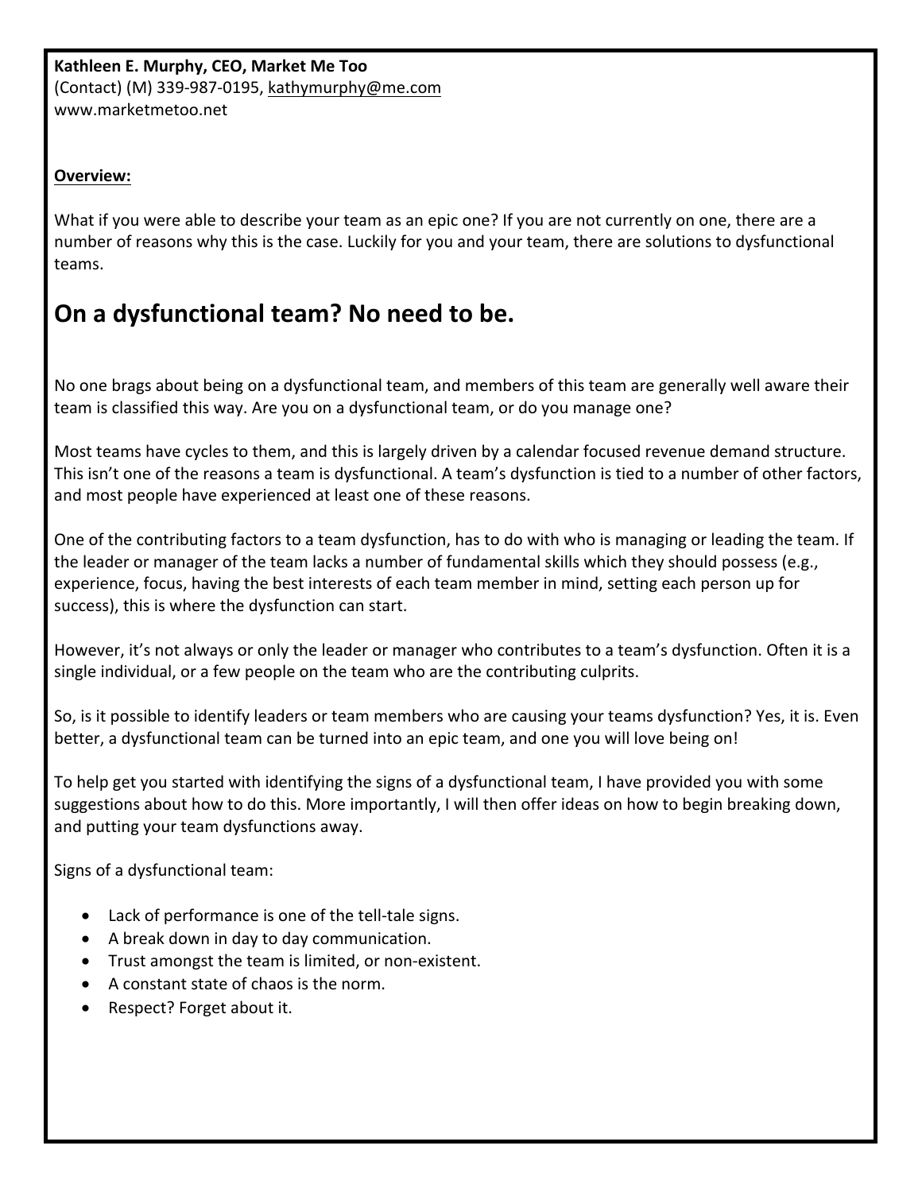**Kathleen E. Murphy, CEO, Market Me Too**
(Contact) (M) 339-987-0195, kathymurphy@me.com
www.marketmetoo.net

**Overview:**

What if you were able to describe your team as an epic one? If you are not currently on one, there are a number of reasons why this is the case. Luckily for you and your team, there are solutions to dysfunctional teams.

# On a dysfunctional team? No need to be.

No one brags about being on a dysfunctional team, and members of this team are generally well aware their team is classified this way. Are you on a dysfunctional team, or do you manage one?

Most teams have cycles to them, and this is largely driven by a calendar focused revenue demand structure. This isn't one of the reasons a team is dysfunctional. A team's dysfunction is tied to a number of other factors, and most people have experienced at least one of these reasons.

One of the contributing factors to a team dysfunction, has to do with who is managing or leading the team. If the leader or manager of the team lacks a number of fundamental skills which they should possess (e.g., experience, focus, having the best interests of each team member in mind, setting each person up for success), this is where the dysfunction can start.

However, it's not always or only the leader or manager who contributes to a team's dysfunction. Often it is a single individual, or a few people on the team who are the contributing culprits.

So, is it possible to identify leaders or team members who are causing your teams dysfunction? Yes, it is. Even better, a dysfunctional team can be turned into an epic team, and one you will love being on!

To help get you started with identifying the signs of a dysfunctional team, I have provided you with some suggestions about how to do this. More importantly, I will then offer ideas on how to begin breaking down, and putting your team dysfunctions away.

Signs of a dysfunctional team:

- Lack of performance is one of the tell-tale signs.
- A break down in day to day communication.
- Trust amongst the team is limited, or non-existent.
- A constant state of chaos is the norm.
- Respect? Forget about it.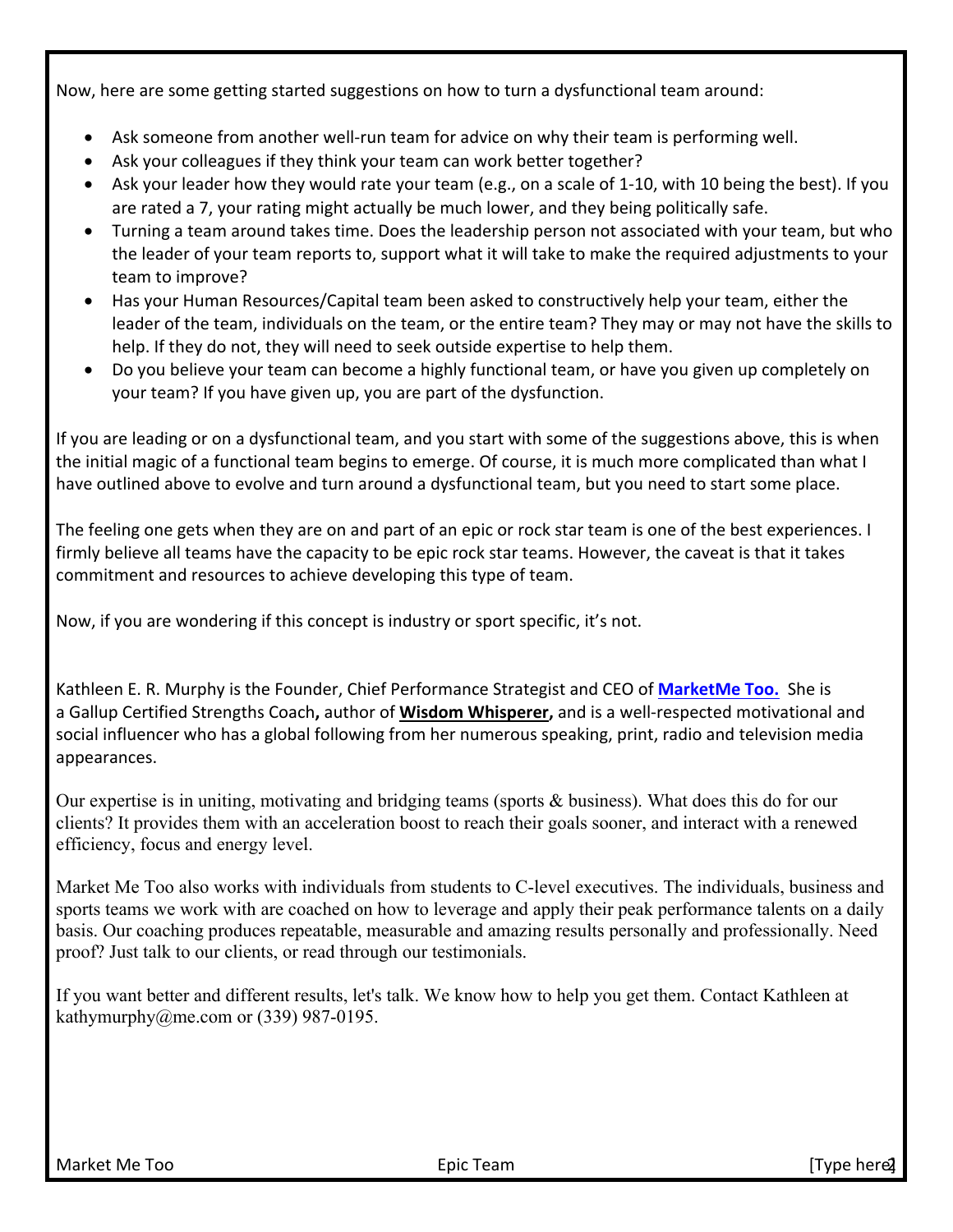Now, here are some getting started suggestions on how to turn a dysfunctional team around:

- Ask someone from another well-run team for advice on why their team is performing well.
- Ask your colleagues if they think your team can work better together?
- Ask your leader how they would rate your team (e.g., on a scale of 1-10, with 10 being the best). If you are rated a 7, your rating might actually be much lower, and they being politically safe.
- Turning a team around takes time. Does the leadership person not associated with your team, but who the leader of your team reports to, support what it will take to make the required adjustments to your team to improve?
- Has your Human Resources/Capital team been asked to constructively help your team, either the leader of the team, individuals on the team, or the entire team? They may or may not have the skills to help. If they do not, they will need to seek outside expertise to help them.
- Do you believe your team can become a highly functional team, or have you given up completely on your team? If you have given up, you are part of the dysfunction.

If you are leading or on a dysfunctional team, and you start with some of the suggestions above, this is when the initial magic of a functional team begins to emerge. Of course, it is much more complicated than what I have outlined above to evolve and turn around a dysfunctional team, but you need to start some place.

The feeling one gets when they are on and part of an epic or rock star team is one of the best experiences. I firmly believe all teams have the capacity to be epic rock star teams. However, the caveat is that it takes commitment and resources to achieve developing this type of team.

Now, if you are wondering if this concept is industry or sport specific, it's not.

Kathleen E. R. Murphy is the Founder, Chief Performance Strategist and CEO of **MarketMe Too.** She is a Gallup Certified Strengths Coach**,** author of **Wisdom Whisperer,** and is a well-respected motivational and social influencer who has a global following from her numerous speaking, print, radio and television media appearances.

Our expertise is in uniting, motivating and bridging teams (sports & business). What does this do for our clients? It provides them with an acceleration boost to reach their goals sooner, and interact with a renewed efficiency, focus and energy level.

Market Me Too also works with individuals from students to C-level executives. The individuals, business and sports teams we work with are coached on how to leverage and apply their peak performance talents on a daily basis. Our coaching produces repeatable, measurable and amazing results personally and professionally. Need proof? Just talk to our clients, or read through our testimonials.

If you want better and different results, let's talk. We know how to help you get them. Contact Kathleen at kathymurphy@me.com or (339) 987-0195.